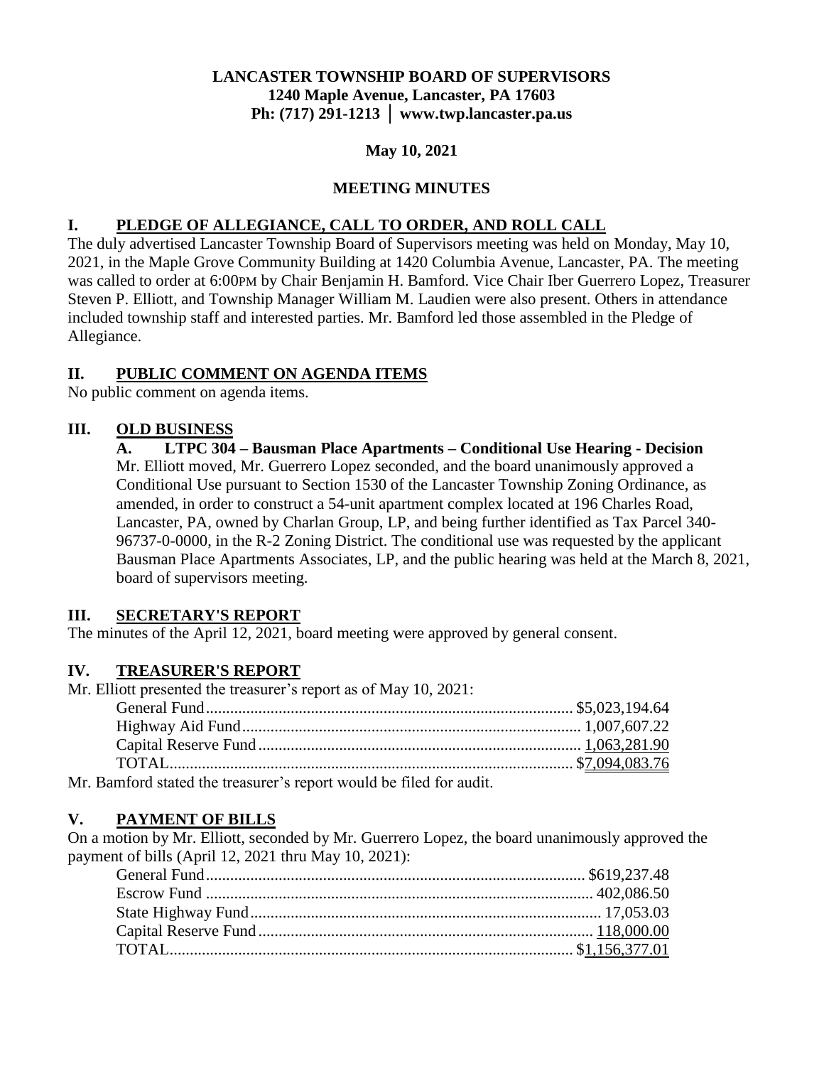**LANCASTER TOWNSHIP BOARD OF SUPERVISORS**
**1240 Maple Avenue, Lancaster, PA 17603**
**Ph: (717) 291-1213 │ www.twp.lancaster.pa.us**

**May 10, 2021**

**MEETING MINUTES**

## I. PLEDGE OF ALLEGIANCE, CALL TO ORDER, AND ROLL CALL

The duly advertised Lancaster Township Board of Supervisors meeting was held on Monday, May 10, 2021, in the Maple Grove Community Building at 1420 Columbia Avenue, Lancaster, PA. The meeting was called to order at 6:00PM by Chair Benjamin H. Bamford. Vice Chair Iber Guerrero Lopez, Treasurer Steven P. Elliott, and Township Manager William M. Laudien were also present. Others in attendance included township staff and interested parties. Mr. Bamford led those assembled in the Pledge of Allegiance.

## II. PUBLIC COMMENT ON AGENDA ITEMS

No public comment on agenda items.

## III. OLD BUSINESS

### A. LTPC 304 – Bausman Place Apartments – Conditional Use Hearing - Decision

Mr. Elliott moved, Mr. Guerrero Lopez seconded, and the board unanimously approved a Conditional Use pursuant to Section 1530 of the Lancaster Township Zoning Ordinance, as amended, in order to construct a 54-unit apartment complex located at 196 Charles Road, Lancaster, PA, owned by Charlan Group, LP, and being further identified as Tax Parcel 340-96737-0-0000, in the R-2 Zoning District. The conditional use was requested by the applicant Bausman Place Apartments Associates, LP, and the public hearing was held at the March 8, 2021, board of supervisors meeting.

## III. SECRETARY'S REPORT

The minutes of the April 12, 2021, board meeting were approved by general consent.

## IV. TREASURER'S REPORT

Mr. Elliott presented the treasurer's report as of May 10, 2021:

| | |
|---|---|
| General Fund | $5,023,194.64 |
| Highway Aid Fund | 1,007,607.22 |
| Capital Reserve Fund | 1,063,281.90 |
| TOTAL | $7,094,083.76 |

Mr. Bamford stated the treasurer's report would be filed for audit.

## V. PAYMENT OF BILLS

On a motion by Mr. Elliott, seconded by Mr. Guerrero Lopez, the board unanimously approved the payment of bills (April 12, 2021 thru May 10, 2021):

| | |
|---|---|
| General Fund | $619,237.48 |
| Escrow Fund | 402,086.50 |
| State Highway Fund | 17,053.03 |
| Capital Reserve Fund | 118,000.00 |
| TOTAL | $1,156,377.01 |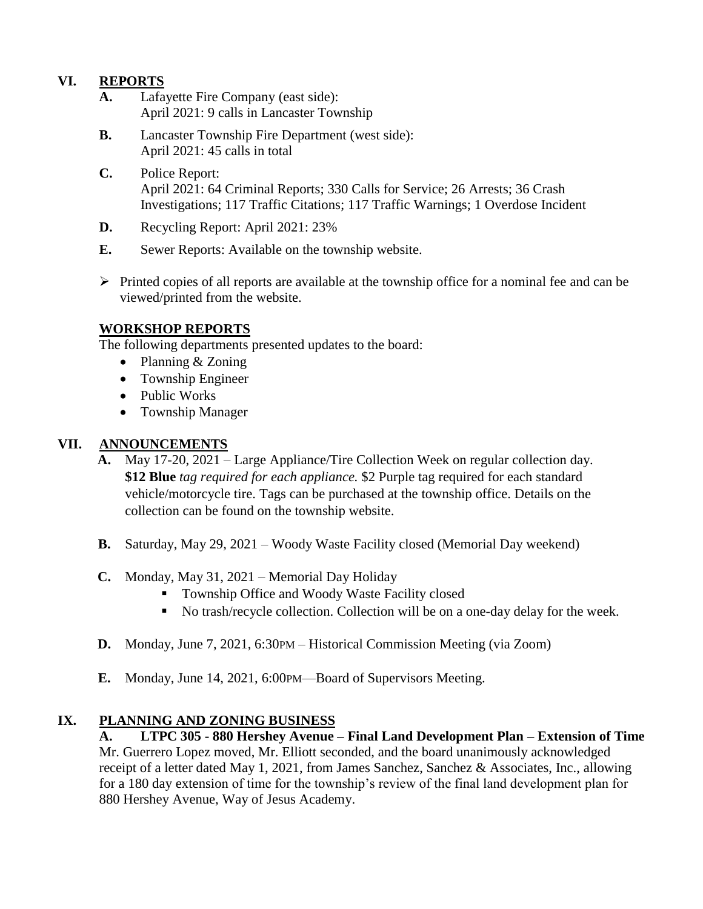## VI. REPORTS

**A.** Lafayette Fire Company (east side):
April 2021: 9 calls in Lancaster Township

**B.** Lancaster Township Fire Department (west side):
April 2021: 45 calls in total

**C.** Police Report:
April 2021: 64 Criminal Reports; 330 Calls for Service; 26 Arrests; 36 Crash Investigations; 117 Traffic Citations; 117 Traffic Warnings; 1 Overdose Incident

**D.** Recycling Report: April 2021: 23%

**E.** Sewer Reports: Available on the township website.

- Printed copies of all reports are available at the township office for a nominal fee and can be viewed/printed from the website.

### WORKSHOP REPORTS

The following departments presented updates to the board:

- Planning & Zoning
- Township Engineer
- Public Works
- Township Manager

## VII. ANNOUNCEMENTS

**A.** May 17-20, 2021 – Large Appliance/Tire Collection Week on regular collection day. **$12 Blue** *tag required for each appliance.* $2 Purple tag required for each standard vehicle/motorcycle tire. Tags can be purchased at the township office. Details on the collection can be found on the township website.

**B.** Saturday, May 29, 2021 – Woody Waste Facility closed (Memorial Day weekend)

**C.** Monday, May 31, 2021 – Memorial Day Holiday

- Township Office and Woody Waste Facility closed
- No trash/recycle collection. Collection will be on a one-day delay for the week.

**D.** Monday, June 7, 2021, 6:30PM – Historical Commission Meeting (via Zoom)

**E.** Monday, June 14, 2021, 6:00PM—Board of Supervisors Meeting.

## IX. PLANNING AND ZONING BUSINESS

**A. LTPC 305 - 880 Hershey Avenue – Final Land Development Plan – Extension of Time**
Mr. Guerrero Lopez moved, Mr. Elliott seconded, and the board unanimously acknowledged receipt of a letter dated May 1, 2021, from James Sanchez, Sanchez & Associates, Inc., allowing for a 180 day extension of time for the township's review of the final land development plan for 880 Hershey Avenue, Way of Jesus Academy.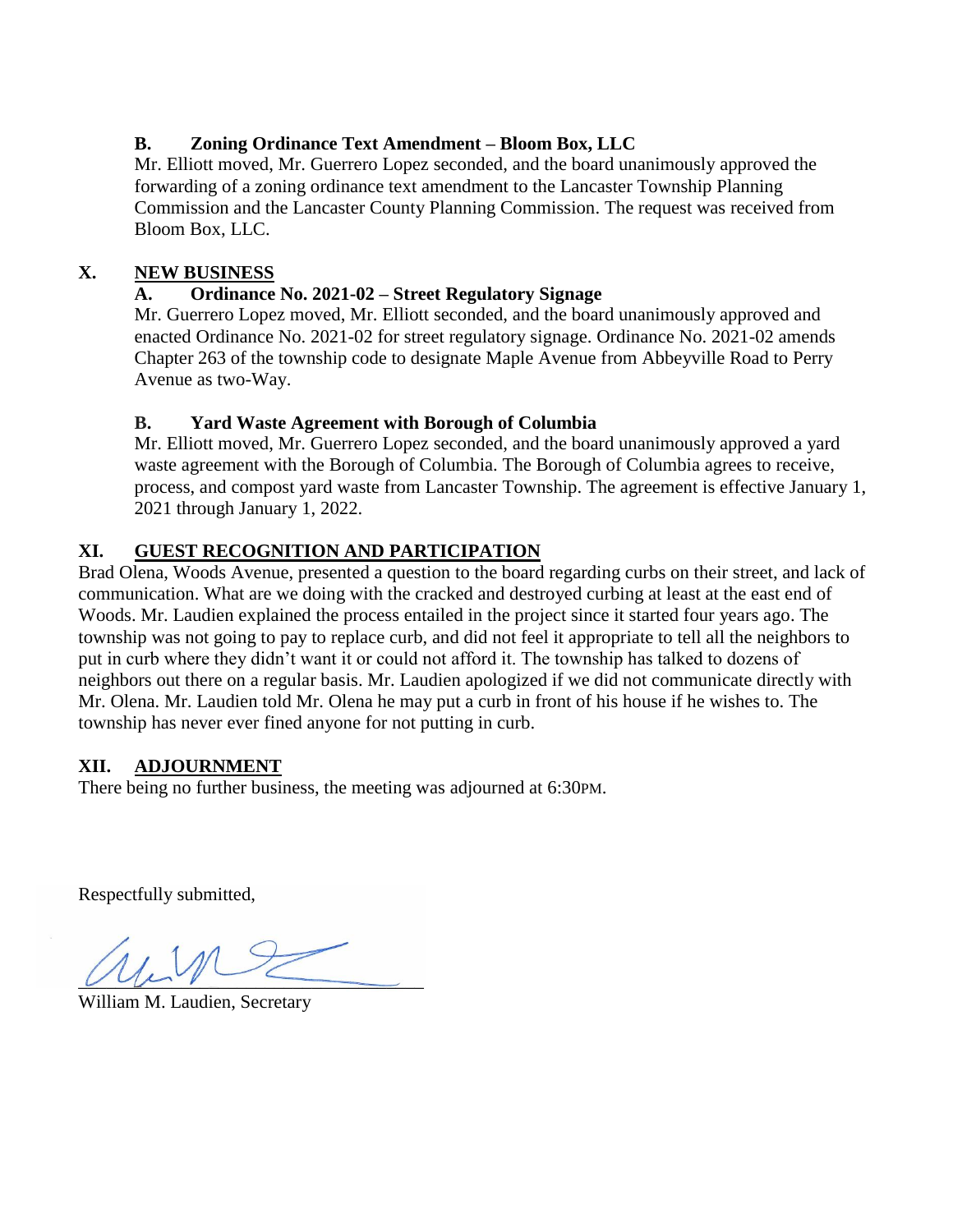### B. Zoning Ordinance Text Amendment – Bloom Box, LLC

Mr. Elliott moved, Mr. Guerrero Lopez seconded, and the board unanimously approved the forwarding of a zoning ordinance text amendment to the Lancaster Township Planning Commission and the Lancaster County Planning Commission. The request was received from Bloom Box, LLC.

## X. NEW BUSINESS

### A. Ordinance No. 2021-02 – Street Regulatory Signage

Mr. Guerrero Lopez moved, Mr. Elliott seconded, and the board unanimously approved and enacted Ordinance No. 2021-02 for street regulatory signage. Ordinance No. 2021-02 amends Chapter 263 of the township code to designate Maple Avenue from Abbeyville Road to Perry Avenue as two-Way.

### B. Yard Waste Agreement with Borough of Columbia

Mr. Elliott moved, Mr. Guerrero Lopez seconded, and the board unanimously approved a yard waste agreement with the Borough of Columbia. The Borough of Columbia agrees to receive, process, and compost yard waste from Lancaster Township. The agreement is effective January 1, 2021 through January 1, 2022.

## XI. GUEST RECOGNITION AND PARTICIPATION

Brad Olena, Woods Avenue, presented a question to the board regarding curbs on their street, and lack of communication. What are we doing with the cracked and destroyed curbing at least at the east end of Woods. Mr. Laudien explained the process entailed in the project since it started four years ago. The township was not going to pay to replace curb, and did not feel it appropriate to tell all the neighbors to put in curb where they didn't want it or could not afford it. The township has talked to dozens of neighbors out there on a regular basis. Mr. Laudien apologized if we did not communicate directly with Mr. Olena. Mr. Laudien told Mr. Olena he may put a curb in front of his house if he wishes to. The township has never ever fined anyone for not putting in curb.

## XII. ADJOURNMENT

There being no further business, the meeting was adjourned at 6:30PM.

Respectfully submitted,

William M. Laudien, Secretary